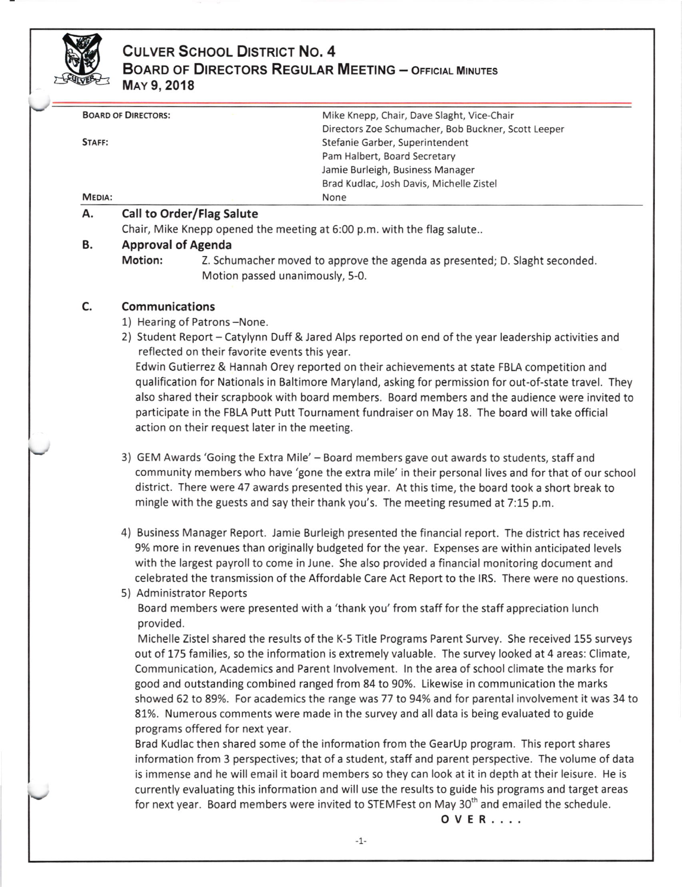# CULVER SCHOOL DISTRICT NO. 4
## BOARD OF DIRECTORS REGULAR MEETING – OFFICIAL MINUTES
### MAY 9, 2018

| | |
|---|---|
| **BOARD OF DIRECTORS:** | Mike Knepp, Chair, Dave Slaght, Vice-Chair<br>Directors Zoe Schumacher, Bob Buckner, Scott Leeper |
| **STAFF:** | Stefanie Garber, Superintendent<br>Pam Halbert, Board Secretary<br>Jamie Burleigh, Business Manager<br>Brad Kudlac, Josh Davis, Michelle Zistel |
| **MEDIA:** | None |

**A. Call to Order/Flag Salute**

Chair, Mike Knepp opened the meeting at 6:00 p.m. with the flag salute..

**B. Approval of Agenda**

**Motion:** Z. Schumacher moved to approve the agenda as presented; D. Slaght seconded. Motion passed unanimously, 5-0.

**C. Communications**

1) Hearing of Patrons –None.
2) Student Report – Catylynn Duff & Jared Alps reported on end of the year leadership activities and reflected on their favorite events this year.
   Edwin Gutierrez & Hannah Orey reported on their achievements at state FBLA competition and qualification for Nationals in Baltimore Maryland, asking for permission for out-of-state travel. They also shared their scrapbook with board members. Board members and the audience were invited to participate in the FBLA Putt Putt Tournament fundraiser on May 18. The board will take official action on their request later in the meeting.
3) GEM Awards 'Going the Extra Mile' – Board members gave out awards to students, staff and community members who have 'gone the extra mile' in their personal lives and for that of our school district. There were 47 awards presented this year. At this time, the board took a short break to mingle with the guests and say their thank you's. The meeting resumed at 7:15 p.m.
4) Business Manager Report. Jamie Burleigh presented the financial report. The district has received 9% more in revenues than originally budgeted for the year. Expenses are within anticipated levels with the largest payroll to come in June. She also provided a financial monitoring document and celebrated the transmission of the Affordable Care Act Report to the IRS. There were no questions.
5) Administrator Reports
   Board members were presented with a 'thank you' from staff for the staff appreciation lunch provided.
   Michelle Zistel shared the results of the K-5 Title Programs Parent Survey. She received 155 surveys out of 175 families, so the information is extremely valuable. The survey looked at 4 areas: Climate, Communication, Academics and Parent Involvement. In the area of school climate the marks for good and outstanding combined ranged from 84 to 90%. Likewise in communication the marks showed 62 to 89%. For academics the range was 77 to 94% and for parental involvement it was 34 to 81%. Numerous comments were made in the survey and all data is being evaluated to guide programs offered for next year.
   Brad Kudlac then shared some of the information from the GearUp program. This report shares information from 3 perspectives; that of a student, staff and parent perspective. The volume of data is immense and he will email it board members so they can look at it in depth at their leisure. He is currently evaluating this information and will use the results to guide his programs and target areas for next year. Board members were invited to STEMFest on May 30th and emailed the schedule.

OVER....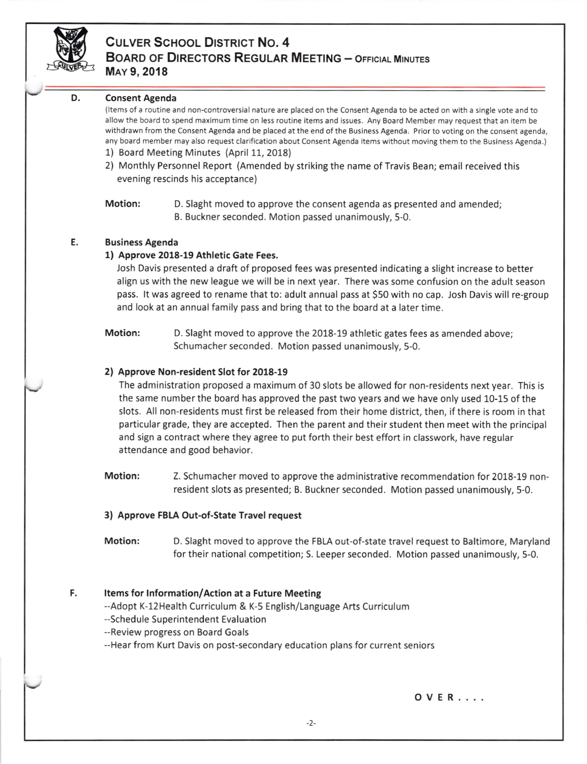# Culver School District No. 4
## Board of Directors Regular Meeting – Official Minutes
### May 9, 2018

**D. Consent Agenda**

(Items of a routine and non-controversial nature are placed on the Consent Agenda to be acted on with a single vote and to allow the board to spend maximum time on less routine items and issues. Any Board Member may request that an item be withdrawn from the Consent Agenda and be placed at the end of the Business Agenda. Prior to voting on the consent agenda, any board member may also request clarification about Consent Agenda items without moving them to the Business Agenda.)

1) Board Meeting Minutes (April 11, 2018)
2) Monthly Personnel Report (Amended by striking the name of Travis Bean; email received this evening rescinds his acceptance)

**Motion:** D. Slaght moved to approve the consent agenda as presented and amended; B. Buckner seconded. Motion passed unanimously, 5-0.

**E. Business Agenda**

**1) Approve 2018-19 Athletic Gate Fees.**

Josh Davis presented a draft of proposed fees was presented indicating a slight increase to better align us with the new league we will be in next year. There was some confusion on the adult season pass. It was agreed to rename that to: adult annual pass at $50 with no cap. Josh Davis will re-group and look at an annual family pass and bring that to the board at a later time.

**Motion:** D. Slaght moved to approve the 2018-19 athletic gates fees as amended above; Schumacher seconded. Motion passed unanimously, 5-0.

**2) Approve Non-resident Slot for 2018-19**

The administration proposed a maximum of 30 slots be allowed for non-residents next year. This is the same number the board has approved the past two years and we have only used 10-15 of the slots. All non-residents must first be released from their home district, then, if there is room in that particular grade, they are accepted. Then the parent and their student then meet with the principal and sign a contract where they agree to put forth their best effort in classwork, have regular attendance and good behavior.

**Motion:** Z. Schumacher moved to approve the administrative recommendation for 2018-19 non-resident slots as presented; B. Buckner seconded. Motion passed unanimously, 5-0.

**3) Approve FBLA Out-of-State Travel request**

**Motion:** D. Slaght moved to approve the FBLA out-of-state travel request to Baltimore, Maryland for their national competition; S. Leeper seconded. Motion passed unanimously, 5-0.

**F. Items for Information/Action at a Future Meeting**

--Adopt K-12Health Curriculum & K-5 English/Language Arts Curriculum
--Schedule Superintendent Evaluation
--Review progress on Board Goals
--Hear from Kurt Davis on post-secondary education plans for current seniors

OVER....